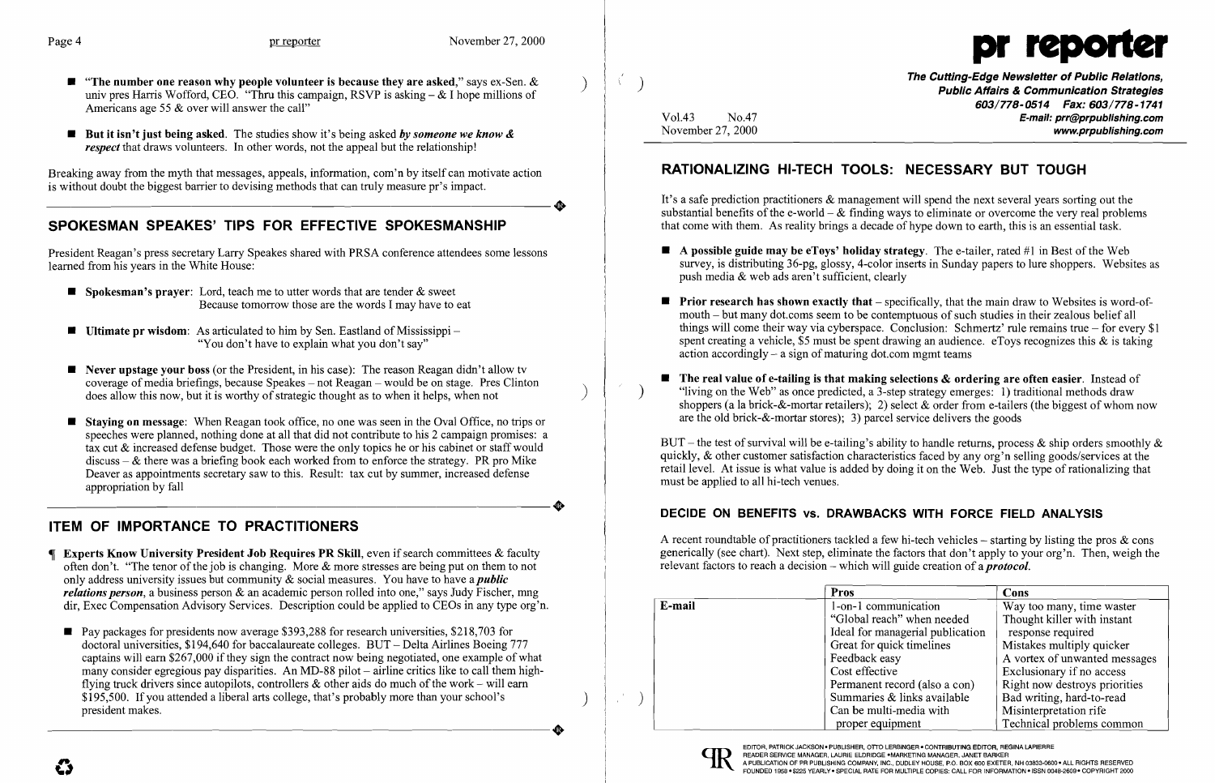- **"The number one reason why people volunteer is because they are asked,"** says ex-Sen. & univ pres Harris Wofford, CEO. "Thru this campaign, RSVP is asking – & I hope millions of Americans age 55 & over will answer the call"

- **But it isn't just being asked**. The studies show it's being asked ***by someone we know & respect*** that draws volunteers. In other words, not the appeal but the relationship!

Breaking away from the myth that messages, appeals, information, com'n by itself can motivate action is without doubt the biggest barrier to devising methods that can truly measure pr's impact.

## SPOKESMAN SPEAKES' TIPS FOR EFFECTIVE SPOKESMANSHIP

President Reagan's press secretary Larry Speakes shared with PRSA conference attendees some lessons learned from his years in the White House:

- **Spokesman's prayer**: Lord, teach me to utter words that are tender & sweet
  Because tomorrow those are the words I may have to eat

- **Ultimate pr wisdom**: As articulated to him by Sen. Eastland of Mississippi – "You don't have to explain what you don't say"

- **Never upstage your boss** (or the President, in his case): The reason Reagan didn't allow tv coverage of media briefings, because Speakes – not Reagan – would be on stage. Pres Clinton does allow this now, but it is worthy of strategic thought as to when it helps, when not

- **Staying on message**: When Reagan took office, no one was seen in the Oval Office, no trips or speeches were planned, nothing done at all that did not contribute to his 2 campaign promises: a tax cut & increased defense budget. Those were the only topics he or his cabinet or staff would discuss – & there was a briefing book each worked from to enforce the strategy. PR pro Mike Deaver as appointments secretary saw to this. Result: tax cut by summer, increased defense appropriation by fall

## ITEM OF IMPORTANCE TO PRACTITIONERS

¶ **Experts Know University President Job Requires PR Skill**, even if search committees & faculty often don't. "The tenor of the job is changing. More & more stresses are being put on them to not only address university issues but community & social measures. You have to have a ***public relations person***, a business person & an academic person rolled into one," says Judy Fischer, mng dir, Exec Compensation Advisory Services. Description could be applied to CEOs in any type org'n.

- Pay packages for presidents now average $393,288 for research universities, $218,703 for doctoral universities, $194,640 for baccalaureate colleges. BUT – Delta Airlines Boeing 777 captains will earn $267,000 if they sign the contract now being negotiated, one example of what many consider egregious pay disparities. An MD-88 pilot – airline critics like to call them high-flying truck drivers since autopilots, controllers & other aids do much of the work – will earn $195,500. If you attended a liberal arts college, that's probably more than your school's president makes.

# pr reporter

**The Cutting-Edge Newsletter of Public Relations, Public Affairs & Communication Strategies**
**603/778-0514 Fax: 603/778-1741**
**E-mail: prr@prpublishing.com**
**www.prpublishing.com**

Vol.43 No.47
November 27, 2000

## RATIONALIZING HI-TECH TOOLS: NECESSARY BUT TOUGH

It's a safe prediction practitioners & management will spend the next several years sorting out the substantial benefits of the e-world – & finding ways to eliminate or overcome the very real problems that come with them. As reality brings a decade of hype down to earth, this is an essential task.

- **A possible guide may be eToys' holiday strategy**. The e-tailer, rated #1 in Best of the Web survey, is distributing 36-pg, glossy, 4-color inserts in Sunday papers to lure shoppers. Websites as push media & web ads aren't sufficient, clearly

- **Prior research has shown exactly that** – specifically, that the main draw to Websites is word-of-mouth – but many dot.coms seem to be contemptuous of such studies in their zealous belief all things will come their way via cyberspace. Conclusion: Schmertz' rule remains true – for every $1 spent creating a vehicle, $5 must be spent drawing an audience. eToys recognizes this & is taking action accordingly – a sign of maturing dot.com mgmt teams

- **The real value of e-tailing is that making selections & ordering are often easier**. Instead of "living on the Web" as once predicted, a 3-step strategy emerges: 1) traditional methods draw shoppers (a la brick-&-mortar retailers); 2) select & order from e-tailers (the biggest of whom now are the old brick-&-mortar stores); 3) parcel service delivers the goods

BUT – the test of survival will be e-tailing's ability to handle returns, process & ship orders smoothly & quickly, & other customer satisfaction characteristics faced by any org'n selling goods/services at the retail level. At issue is what value is added by doing it on the Web. Just the type of rationalizing that must be applied to all hi-tech venues.

### DECIDE ON BENEFITS vs. DRAWBACKS WITH FORCE FIELD ANALYSIS

A recent roundtable of practitioners tackled a few hi-tech vehicles – starting by listing the pros & cons generically (see chart). Next step, eliminate the factors that don't apply to your org'n. Then, weigh the relevant factors to reach a decision – which will guide creation of a ***protocol***.

| | Pros | Cons |
|---|---|---|
| **E-mail** | 1-on-1 communication | Way too many, time waster |
| | "Global reach" when needed | Thought killer with instant response required |
| | Ideal for managerial publication | |
| | Great for quick timelines | Mistakes multiply quicker |
| | Feedback easy | A vortex of unwanted messages |
| | Cost effective | Exclusionary if no access |
| | Permanent record (also a con) | Right now destroys priorities |
| | Summaries & links available | Bad writing, hard-to-read |
| | Can be multi-media with proper equipment | Misinterpretation rife |
| | | Technical problems common |

EDITOR, PATRICK JACKSON • PUBLISHER, OTTO LERBINGER • CONTRIBUTING EDITOR, REGINA LAPIERRE
READER SERVICE MANAGER, LAURIE ELDRIDGE • MARKETING MANAGER, JANET BARKER
A PUBLICATION OF PR PUBLISHING COMPANY, INC., DUDLEY HOUSE, P.O. BOX 600 EXETER, NH 03833-0600 • ALL RIGHTS RESERVED
FOUNDED 1958 • $225 YEARLY • SPECIAL RATE FOR MULTIPLE COPIES: CALL FOR INFORMATION • ISSN 0048-2609 • COPYRIGHT 2000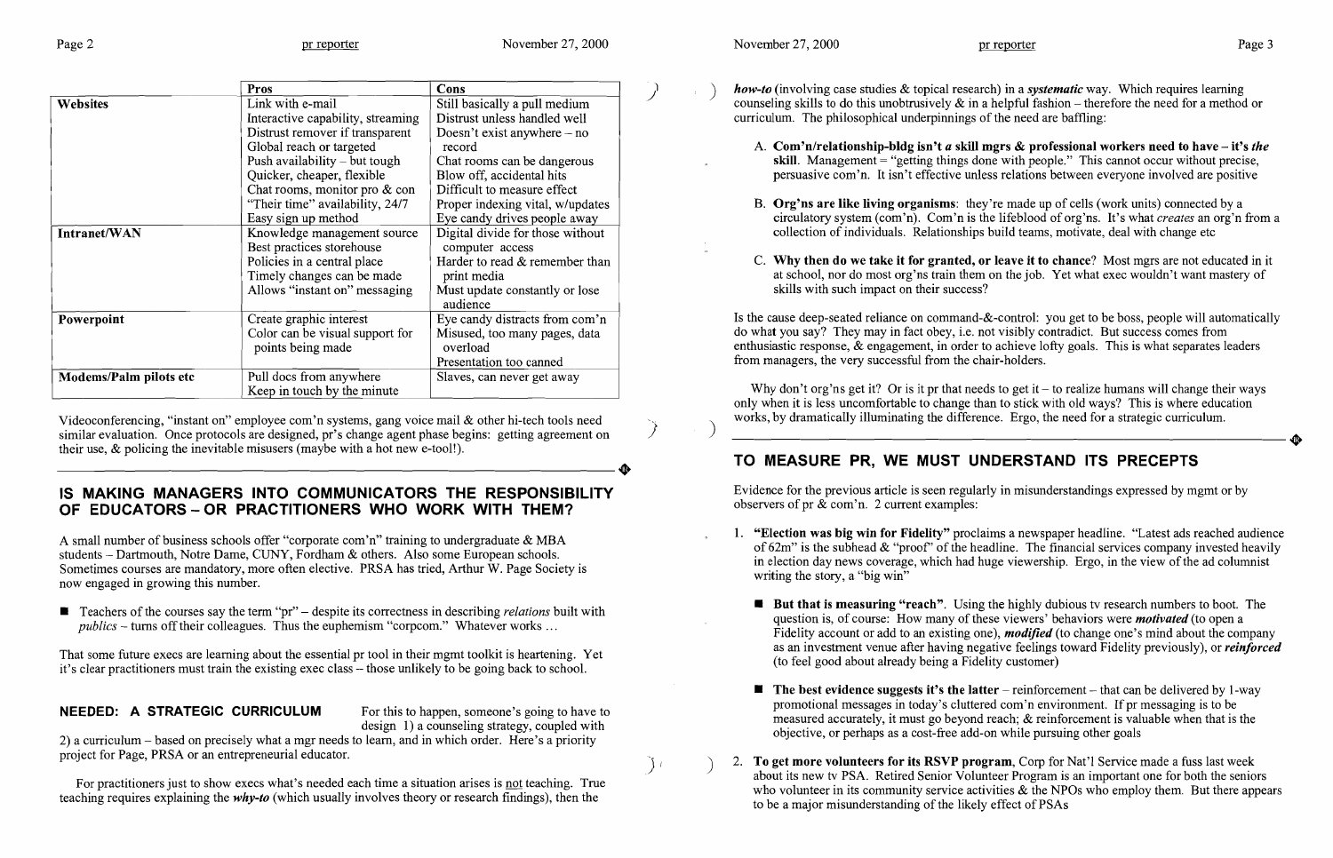| | Pros | Cons |
|---|---|---|
| **Websites** | Link with e-mail<br>Interactive capability, streaming<br>Distrust remover if transparent<br>Global reach or targeted<br>Push availability – but tough<br>Quicker, cheaper, flexible<br>Chat rooms, monitor pro & con<br>"Their time" availability, 24/7<br>Easy sign up method | Still basically a pull medium<br>Distrust unless handled well<br>Doesn't exist anywhere – no record<br>Chat rooms can be dangerous<br>Blow off, accidental hits<br>Difficult to measure effect<br>Proper indexing vital, w/updates<br>Eye candy drives people away |
| **Intranet/WAN** | Knowledge management source<br>Best practices storehouse<br>Policies in a central place<br>Timely changes can be made<br>Allows "instant on" messaging | Digital divide for those without computer access<br>Harder to read & remember than print media<br>Must update constantly or lose audience |
| **Powerpoint** | Create graphic interest<br>Color can be visual support for points being made | Eye candy distracts from com'n<br>Misused, too many pages, data overload<br>Presentation too canned |
| **Modems/Palm pilots etc** | Pull docs from anywhere<br>Keep in touch by the minute | Slaves, can never get away |

Videoconferencing, "instant on" employee com'n systems, gang voice mail & other hi-tech tools need similar evaluation. Once protocols are designed, pr's change agent phase begins: getting agreement on their use, & policing the inevitable misusers (maybe with a hot new e-tool!).

## IS MAKING MANAGERS INTO COMMUNICATORS THE RESPONSIBILITY OF EDUCATORS – OR PRACTITIONERS WHO WORK WITH THEM?

A small number of business schools offer "corporate com'n" training to undergraduate & MBA students – Dartmouth, Notre Dame, CUNY, Fordham & others. Also some European schools. Sometimes courses are mandatory, more often elective. PRSA has tried, Arthur W. Page Society is now engaged in growing this number.

- Teachers of the courses say the term "pr" – despite its correctness in describing *relations* built with *publics* – turns off their colleagues. Thus the euphemism "corpcom." Whatever works …

That some future execs are learning about the essential pr tool in their mgmt toolkit is heartening. Yet it's clear practitioners must train the existing exec class – those unlikely to be going back to school.

**NEEDED: A STRATEGIC CURRICULUM** For this to happen, someone's going to have to design 1) a counseling strategy, coupled with 2) a curriculum – based on precisely what a mgr needs to learn, and in which order. Here's a priority project for Page, PRSA or an entrepreneurial educator.

For practitioners just to show execs what's needed each time a situation arises is not teaching. True teaching requires explaining the ***why-to*** (which usually involves theory or research findings), then the ***how-to*** (involving case studies & topical research) in a ***systematic*** way. Which requires learning counseling skills to do this unobtrusively & in a helpful fashion – therefore the need for a method or curriculum. The philosophical underpinnings of the need are baffling:

A. **Com'n/relationship-bldg isn't *a* skill mgrs & professional workers need to have – it's *the* skill.** Management = "getting things done with people." This cannot occur without precise, persuasive com'n. It isn't effective unless relations between everyone involved are positive

B. **Org'ns are like living organisms**: they're made up of cells (work units) connected by a circulatory system (com'n). Com'n is the lifeblood of org'ns. It's what *creates* an org'n from a collection of individuals. Relationships build teams, motivate, deal with change etc

C. **Why then do we take it for granted, or leave it to chance**? Most mgrs are not educated in it at school, nor do most org'ns train them on the job. Yet what exec wouldn't want mastery of skills with such impact on their success?

Is the cause deep-seated reliance on command-&-control: you get to be boss, people will automatically do what you say? They may in fact obey, i.e. not visibly contradict. But success comes from enthusiastic response, & engagement, in order to achieve lofty goals. This is what separates leaders from managers, the very successful from the chair-holders.

Why don't org'ns get it? Or is it pr that needs to get it – to realize humans will change their ways only when it is less uncomfortable to change than to stick with old ways? This is where education works, by dramatically illuminating the difference. Ergo, the need for a strategic curriculum.

## TO MEASURE PR, WE MUST UNDERSTAND ITS PRECEPTS

Evidence for the previous article is seen regularly in misunderstandings expressed by mgmt or by observers of pr & com'n. 2 current examples:

1. **"Election was big win for Fidelity"** proclaims a newspaper headline. "Latest ads reached audience of 62m" is the subhead & "proof" of the headline. The financial services company invested heavily in election day news coverage, which had huge viewership. Ergo, in the view of the ad columnist writing the story, a "big win"

   - **But that is measuring "reach"**. Using the highly dubious tv research numbers to boot. The question is, of course: How many of these viewers' behaviors were ***motivated*** (to open a Fidelity account or add to an existing one), ***modified*** (to change one's mind about the company as an investment venue after having negative feelings toward Fidelity previously), or ***reinforced*** (to feel good about already being a Fidelity customer)

   - **The best evidence suggests it's the latter** – reinforcement – that can be delivered by 1-way promotional messages in today's cluttered com'n environment. If pr messaging is to be measured accurately, it must go beyond reach; & reinforcement is valuable when that is the objective, or perhaps as a cost-free add-on while pursuing other goals

2. **To get more volunteers for its RSVP program,** Corp for Nat'l Service made a fuss last week about its new tv PSA. Retired Senior Volunteer Program is an important one for both the seniors who volunteer in its community service activities & the NPOs who employ them. But there appears to be a major misunderstanding of the likely effect of PSAs